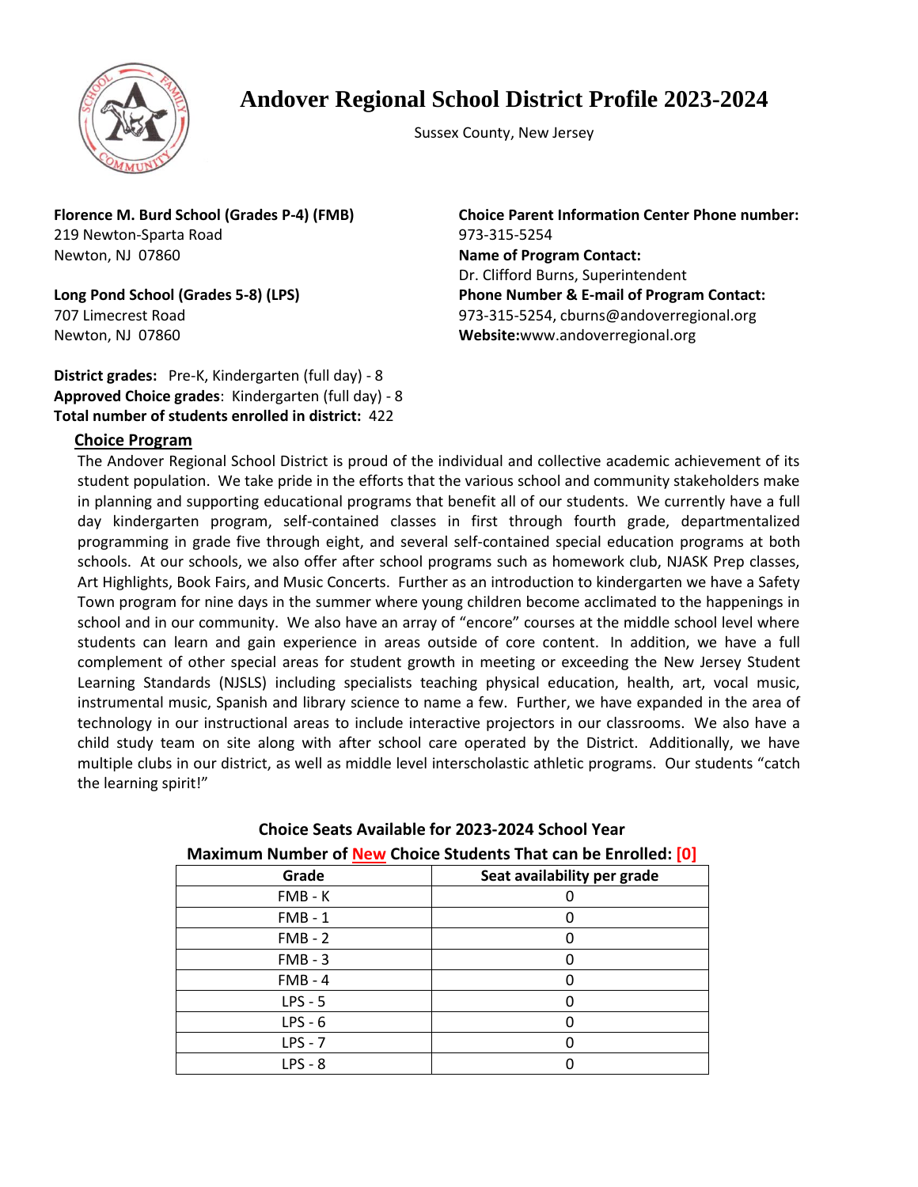# Andover Regional School District Profile 2023-2024

Sussex County, New Jersey

**Florence M. Burd School (Grades P-4) (FMB)**
219 Newton-Sparta Road
Newton, NJ 07860

**Long Pond School (Grades 5-8) (LPS)**
707 Limecrest Road
Newton, NJ 07860

**Choice Parent Information Center Phone number:**
973-315-5254
**Name of Program Contact:**
Dr. Clifford Burns, Superintendent
**Phone Number & E-mail of Program Contact:**
973-315-5254, cburns@andoverregional.org
**Website:**www.andoverregional.org

**District grades:** Pre-K, Kindergarten (full day) - 8
**Approved Choice grades**: Kindergarten (full day) - 8
**Total number of students enrolled in district:** 422

## Choice Program

The Andover Regional School District is proud of the individual and collective academic achievement of its student population. We take pride in the efforts that the various school and community stakeholders make in planning and supporting educational programs that benefit all of our students. We currently have a full day kindergarten program, self-contained classes in first through fourth grade, departmentalized programming in grade five through eight, and several self-contained special education programs at both schools. At our schools, we also offer after school programs such as homework club, NJASK Prep classes, Art Highlights, Book Fairs, and Music Concerts. Further as an introduction to kindergarten we have a Safety Town program for nine days in the summer where young children become acclimated to the happenings in school and in our community. We also have an array of "encore" courses at the middle school level where students can learn and gain experience in areas outside of core content. In addition, we have a full complement of other special areas for student growth in meeting or exceeding the New Jersey Student Learning Standards (NJSLS) including specialists teaching physical education, health, art, vocal music, instrumental music, Spanish and library science to name a few. Further, we have expanded in the area of technology in our instructional areas to include interactive projectors in our classrooms. We also have a child study team on site along with after school care operated by the District. Additionally, we have multiple clubs in our district, as well as middle level interscholastic athletic programs. Our students "catch the learning spirit!"

**Choice Seats Available for 2023-2024 School Year**

**Maximum Number of New Choice Students That can be Enrolled: [0]**

| Grade | Seat availability per grade |
|---|---|
| FMB - K | 0 |
| FMB - 1 | 0 |
| FMB - 2 | 0 |
| FMB - 3 | 0 |
| FMB - 4 | 0 |
| LPS - 5 | 0 |
| LPS - 6 | 0 |
| LPS - 7 | 0 |
| LPS - 8 | 0 |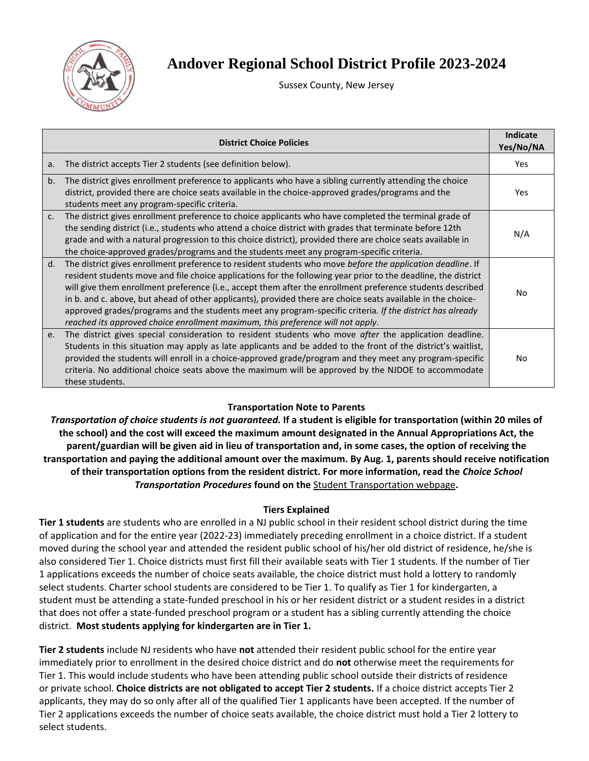# Andover Regional School District Profile 2023-2024

Sussex County, New Jersey

| District Choice Policies | Indicate Yes/No/NA |
|---|---|
| a. The district accepts Tier 2 students (see definition below). | Yes |
| b. The district gives enrollment preference to applicants who have a sibling currently attending the choice district, provided there are choice seats available in the choice-approved grades/programs and the students meet any program-specific criteria. | Yes |
| c. The district gives enrollment preference to choice applicants who have completed the terminal grade of the sending district (i.e., students who attend a choice district with grades that terminate before 12th grade and with a natural progression to this choice district), provided there are choice seats available in the choice-approved grades/programs and the students meet any program-specific criteria. | N/A |
| d. The district gives enrollment preference to resident students who move *before the application deadline*. If resident students move and file choice applications for the following year prior to the deadline, the district will give them enrollment preference (i.e., accept them after the enrollment preference students described in b. and c. above, but ahead of other applicants), provided there are choice seats available in the choice-approved grades/programs and the students meet any program-specific criteria. *If the district has already reached its approved choice enrollment maximum, this preference will not apply*. | No |
| e. The district gives special consideration to resident students who move *after* the application deadline. Students in this situation may apply as late applicants and be added to the front of the district's waitlist, provided the students will enroll in a choice-approved grade/program and they meet any program-specific criteria. No additional choice seats above the maximum will be approved by the NJDOE to accommodate these students. | No |

**Transportation Note to Parents**

***Transportation of choice students is not guaranteed.* If a student is eligible for transportation (within 20 miles of the school) and the cost will exceed the maximum amount designated in the Annual Appropriations Act, the parent/guardian will be given aid in lieu of transportation and, in some cases, the option of receiving the transportation and paying the additional amount over the maximum. By Aug. 1, parents should receive notification of their transportation options from the resident district. For more information, read the *Choice School Transportation Procedures* found on the** Student Transportation webpage**.**

**Tiers Explained**

**Tier 1 students** are students who are enrolled in a NJ public school in their resident school district during the time of application and for the entire year (2022-23) immediately preceding enrollment in a choice district. If a student moved during the school year and attended the resident public school of his/her old district of residence, he/she is also considered Tier 1. Choice districts must first fill their available seats with Tier 1 students. If the number of Tier 1 applications exceeds the number of choice seats available, the choice district must hold a lottery to randomly select students. Charter school students are considered to be Tier 1. To qualify as Tier 1 for kindergarten, a student must be attending a state-funded preschool in his or her resident district or a student resides in a district that does not offer a state-funded preschool program or a student has a sibling currently attending the choice district. **Most students applying for kindergarten are in Tier 1.**

**Tier 2 students** include NJ residents who have **not** attended their resident public school for the entire year immediately prior to enrollment in the desired choice district and do **not** otherwise meet the requirements for Tier 1. This would include students who have been attending public school outside their districts of residence or private school. **Choice districts are not obligated to accept Tier 2 students.** If a choice district accepts Tier 2 applicants, they may do so only after all of the qualified Tier 1 applicants have been accepted. If the number of Tier 2 applications exceeds the number of choice seats available, the choice district must hold a Tier 2 lottery to select students.